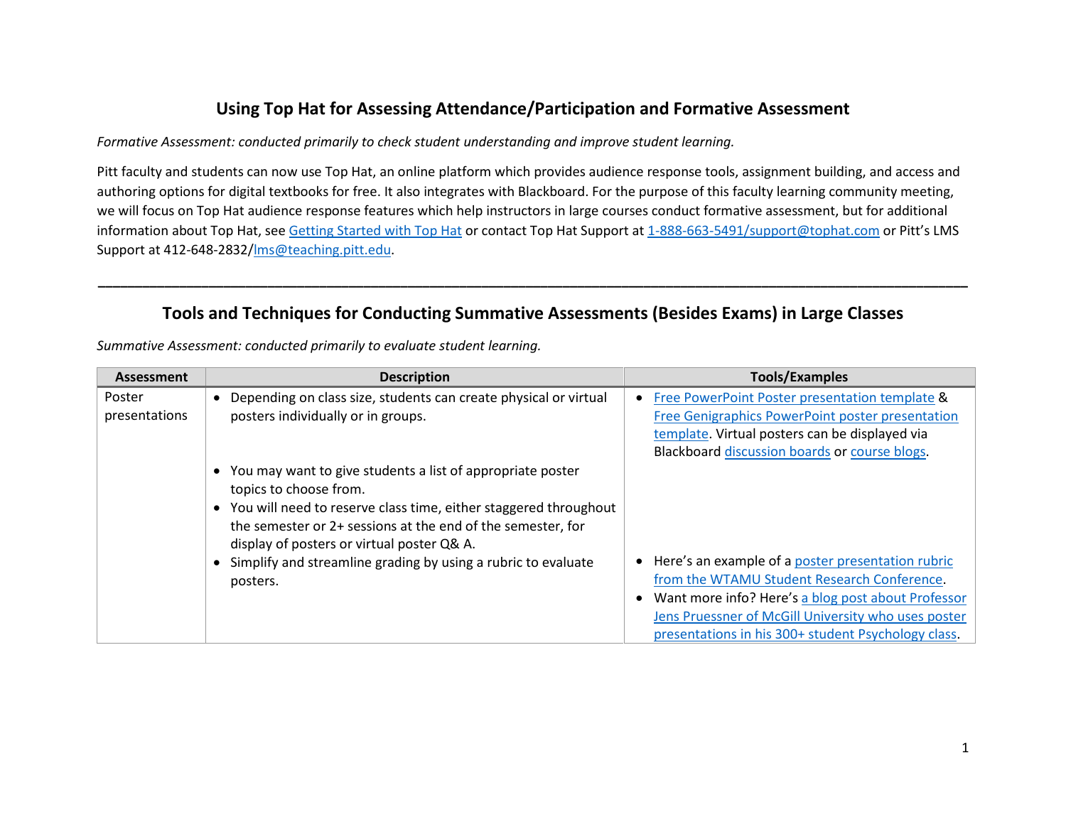## Using Top Hat for Assessing Attendance/Participation and Formative Assessment

*Formative Assessment: conducted primarily to check student understanding and improve student learning.*

Pitt faculty and students can now use Top Hat, an online platform which provides audience response tools, assignment building, and access and authoring options for digital textbooks for free. It also integrates with Blackboard. For the purpose of this faculty learning community meeting, we will focus on Top Hat audience response features which help instructors in large courses conduct formative assessment, but for additional information about Top Hat, see Getting Started with Top Hat or contact Top Hat Support at 1-888-663-5491/support@tophat.com or Pitt's LMS Support at 412-648-2832/lms@teaching.pitt.edu.

---

## Tools and Techniques for Conducting Summative Assessments (Besides Exams) in Large Classes

*Summative Assessment: conducted primarily to evaluate student learning.*

| Assessment | Description | Tools/Examples |
|---|---|---|
| Poster presentations | • Depending on class size, students can create physical or virtual posters individually or in groups.<br>• You may want to give students a list of appropriate poster topics to choose from.<br>• You will need to reserve class time, either staggered throughout the semester or 2+ sessions at the end of the semester, for display of posters or virtual poster Q& A.<br>• Simplify and streamline grading by using a rubric to evaluate posters. | • Free PowerPoint Poster presentation template & Free Genigraphics PowerPoint poster presentation template. Virtual posters can be displayed via Blackboard discussion boards or course blogs.<br>• Here's an example of a poster presentation rubric from the WTAMU Student Research Conference.<br>• Want more info? Here's a blog post about Professor Jens Pruessner of McGill University who uses poster presentations in his 300+ student Psychology class. |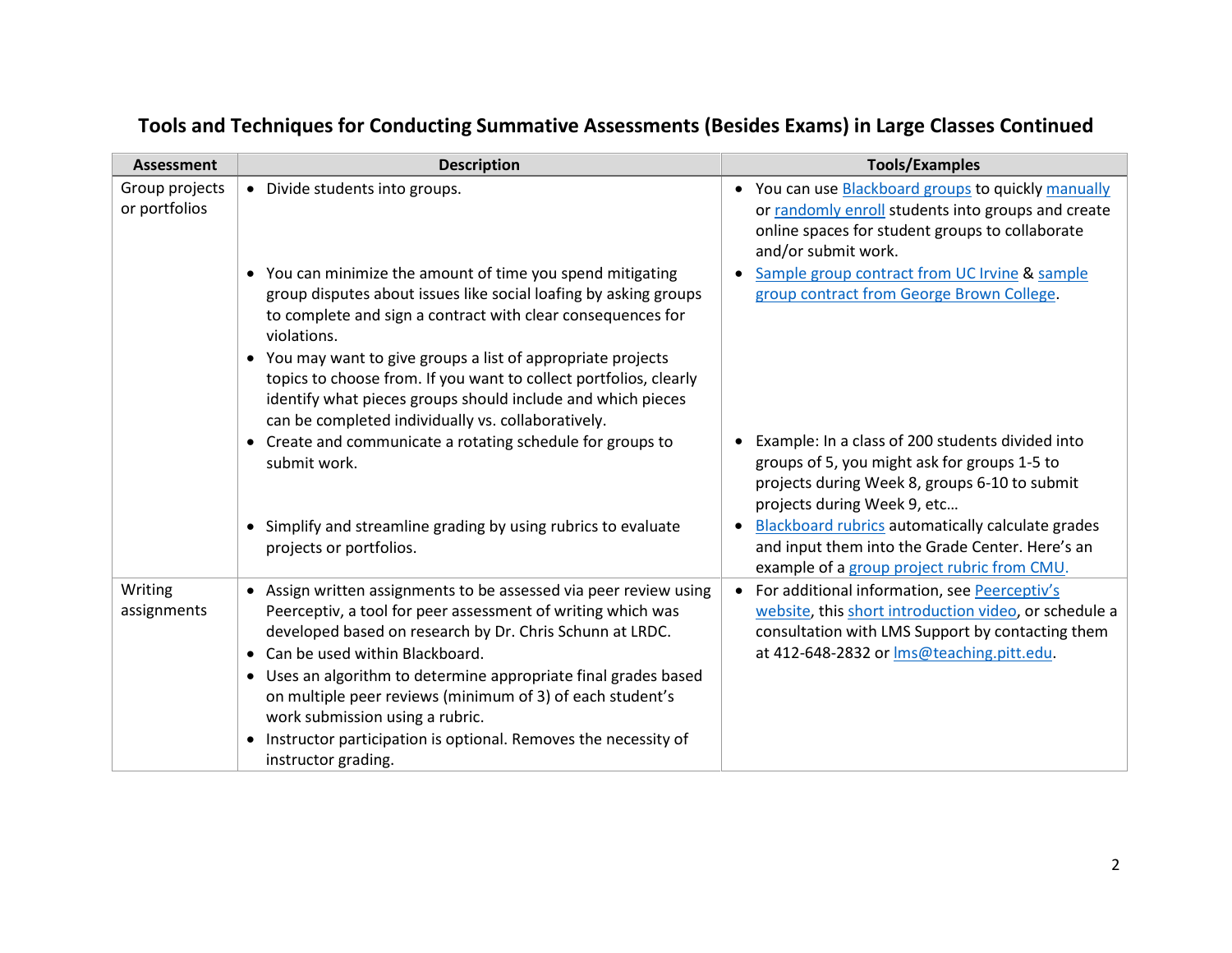## Tools and Techniques for Conducting Summative Assessments (Besides Exams) in Large Classes Continued

| Assessment | Description | Tools/Examples |
| --- | --- | --- |
| Group projects or portfolios | • Divide students into groups. | • You can use Blackboard groups to quickly manually or randomly enroll students into groups and create online spaces for student groups to collaborate and/or submit work. |
| | • You can minimize the amount of time you spend mitigating group disputes about issues like social loafing by asking groups to complete and sign a contract with clear consequences for violations. | • Sample group contract from UC Irvine & sample group contract from George Brown College. |
| | • You may want to give groups a list of appropriate projects topics to choose from. If you want to collect portfolios, clearly identify what pieces groups should include and which pieces can be completed individually vs. collaboratively. | |
| | • Create and communicate a rotating schedule for groups to submit work. | • Example: In a class of 200 students divided into groups of 5, you might ask for groups 1-5 to projects during Week 8, groups 6-10 to submit projects during Week 9, etc… |
| | • Simplify and streamline grading by using rubrics to evaluate projects or portfolios. | • Blackboard rubrics automatically calculate grades and input them into the Grade Center. Here's an example of a group project rubric from CMU. |
| Writing assignments | • Assign written assignments to be assessed via peer review using Peerceptiv, a tool for peer assessment of writing which was developed based on research by Dr. Chris Schunn at LRDC.<br>• Can be used within Blackboard.<br>• Uses an algorithm to determine appropriate final grades based on multiple peer reviews (minimum of 3) of each student's work submission using a rubric.<br>• Instructor participation is optional. Removes the necessity of instructor grading. | • For additional information, see Peerceptiv's website, this short introduction video, or schedule a consultation with LMS Support by contacting them at 412-648-2832 or lms@teaching.pitt.edu. |